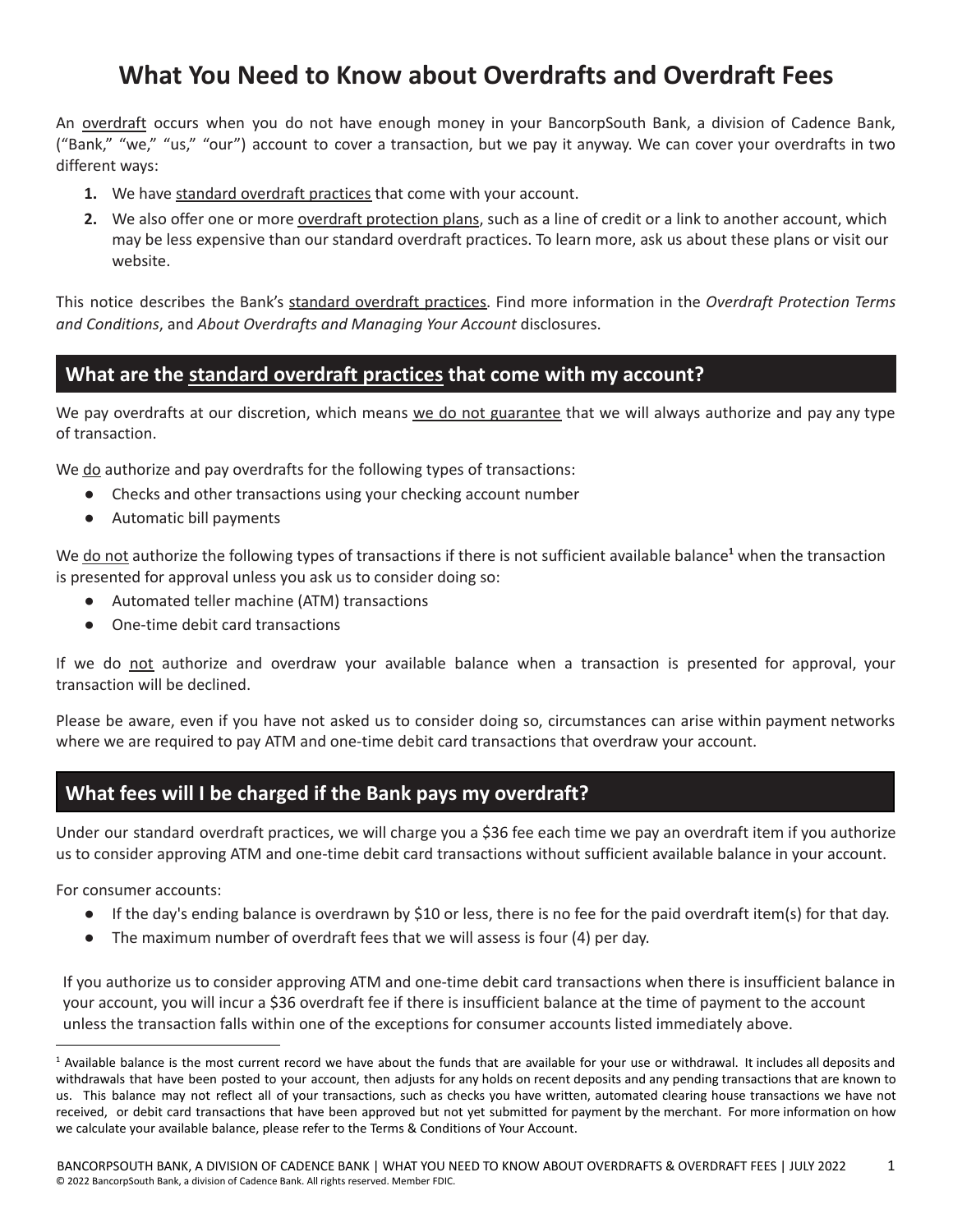# What You Need to Know about Overdrafts and Overdraft Fees

An overdraft occurs when you do not have enough money in your BancorpSouth Bank, a division of Cadence Bank, ("Bank," "we," "us," "our") account to cover a transaction, but we pay it anyway. We can cover your overdrafts in two different ways:

1. We have standard overdraft practices that come with your account.
2. We also offer one or more overdraft protection plans, such as a line of credit or a link to another account, which may be less expensive than our standard overdraft practices. To learn more, ask us about these plans or visit our website.

This notice describes the Bank's standard overdraft practices. Find more information in the *Overdraft Protection Terms and Conditions*, and *About Overdrafts and Managing Your Account* disclosures.

## What are the standard overdraft practices that come with my account?

We pay overdrafts at our discretion, which means we do not guarantee that we will always authorize and pay any type of transaction.

We do authorize and pay overdrafts for the following types of transactions:

- Checks and other transactions using your checking account number
- Automatic bill payments

We do not authorize the following types of transactions if there is not sufficient available balance[1] when the transaction is presented for approval unless you ask us to consider doing so:

- Automated teller machine (ATM) transactions
- One-time debit card transactions

If we do not authorize and overdraw your available balance when a transaction is presented for approval, your transaction will be declined.

Please be aware, even if you have not asked us to consider doing so, circumstances can arise within payment networks where we are required to pay ATM and one-time debit card transactions that overdraw your account.

## What fees will I be charged if the Bank pays my overdraft?

Under our standard overdraft practices, we will charge you a $36 fee each time we pay an overdraft item if you authorize us to consider approving ATM and one-time debit card transactions without sufficient available balance in your account.

For consumer accounts:

- If the day's ending balance is overdrawn by $10 or less, there is no fee for the paid overdraft item(s) for that day.
- The maximum number of overdraft fees that we will assess is four (4) per day.

If you authorize us to consider approving ATM and one-time debit card transactions when there is insufficient balance in your account, you will incur a $36 overdraft fee if there is insufficient balance at the time of payment to the account unless the transaction falls within one of the exceptions for consumer accounts listed immediately above.

[1] Available balance is the most current record we have about the funds that are available for your use or withdrawal. It includes all deposits and withdrawals that have been posted to your account, then adjusts for any holds on recent deposits and any pending transactions that are known to us. This balance may not reflect all of your transactions, such as checks you have written, automated clearing house transactions we have not received, or debit card transactions that have been approved but not yet submitted for payment by the merchant. For more information on how we calculate your available balance, please refer to the Terms & Conditions of Your Account.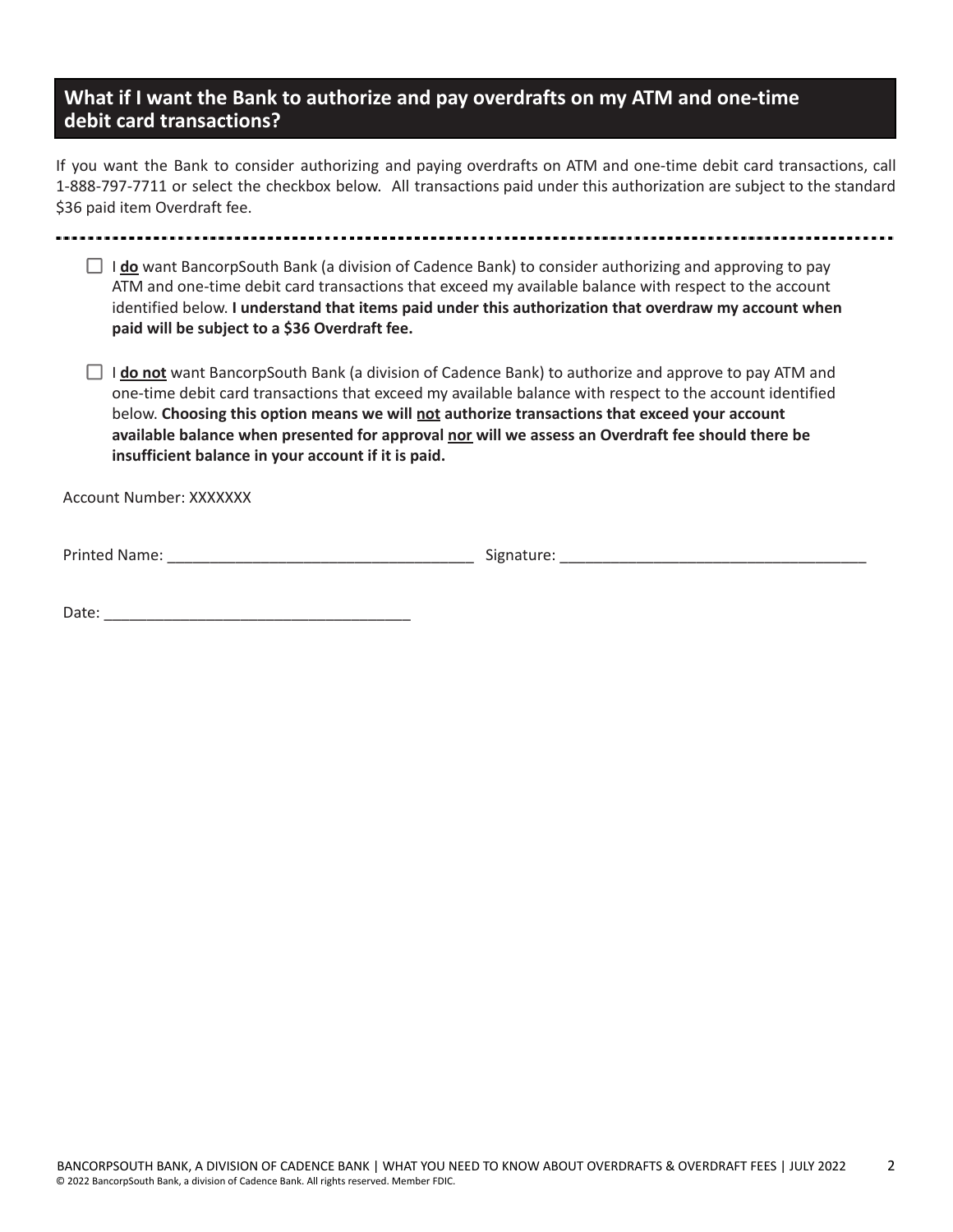## What if I want the Bank to authorize and pay overdrafts on my ATM and one-time debit card transactions?

If you want the Bank to consider authorizing and paying overdrafts on ATM and one-time debit card transactions, call 1-888-797-7711 or select the checkbox below. All transactions paid under this authorization are subject to the standard $36 paid item Overdraft fee.

---

☐ I **do** want BancorpSouth Bank (a division of Cadence Bank) to consider authorizing and approving to pay ATM and one-time debit card transactions that exceed my available balance with respect to the account identified below. **I understand that items paid under this authorization that overdraw my account when paid will be subject to a $36 Overdraft fee.**

☐ I **do not** want BancorpSouth Bank (a division of Cadence Bank) to authorize and approve to pay ATM and one-time debit card transactions that exceed my available balance with respect to the account identified below. **Choosing this option means we will not authorize transactions that exceed your account available balance when presented for approval nor will we assess an Overdraft fee should there be insufficient balance in your account if it is paid.**

Account Number: XXXXXXX

Printed Name: ____________________________________ Signature: ____________________________________

Date: ____________________________________

BANCORPSOUTH BANK, A DIVISION OF CADENCE BANK | WHAT YOU NEED TO KNOW ABOUT OVERDRAFTS & OVERDRAFT FEES | JULY 2022

© 2022 BancorpSouth Bank, a division of Cadence Bank. All rights reserved. Member FDIC.